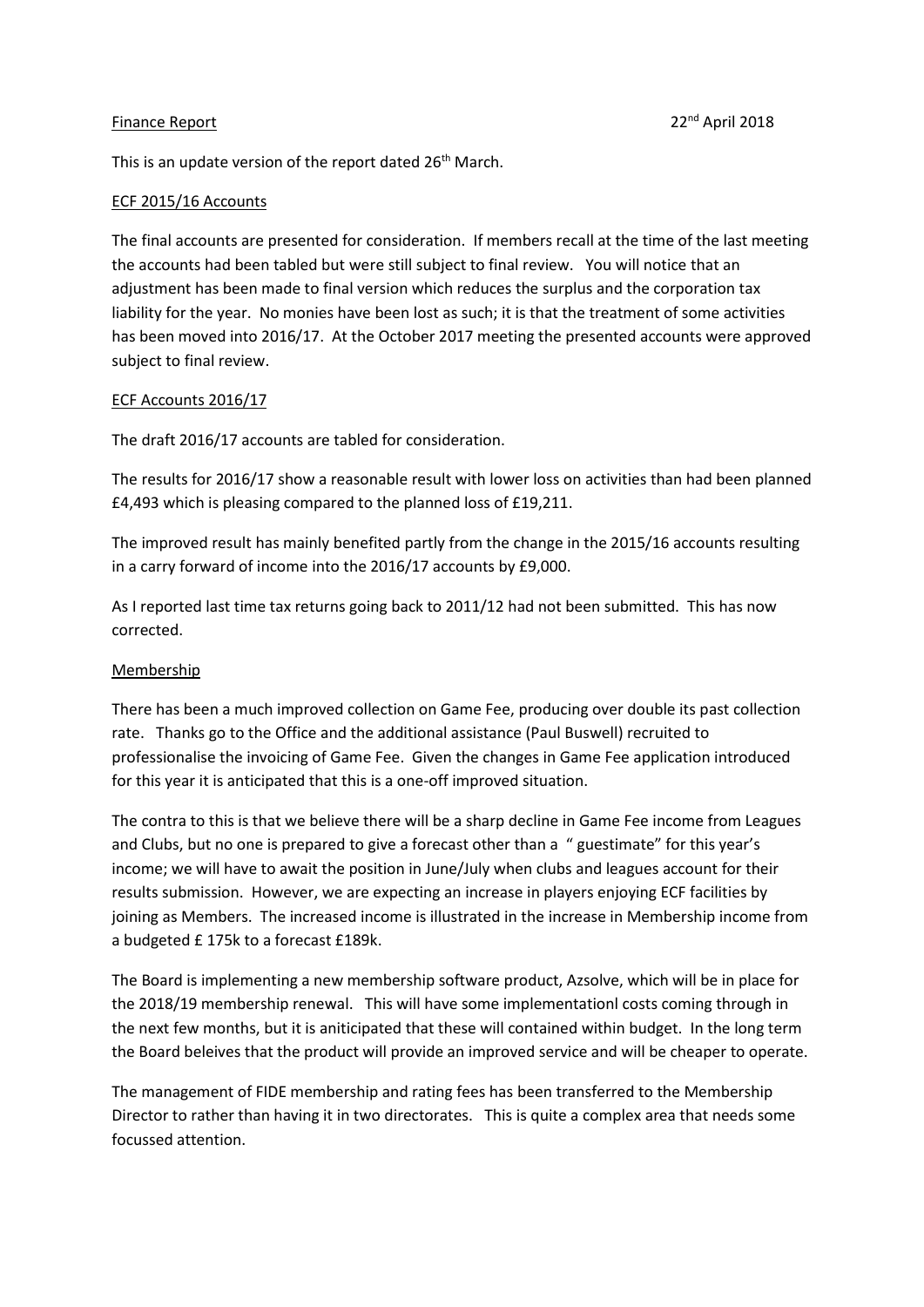Finance Report 22nd April 2018

This is an update version of the report dated 26th March.

## ECF 2015/16 Accounts

The final accounts are presented for consideration. If members recall at the time of the last meeting the accounts had been tabled but were still subject to final review. You will notice that an adjustment has been made to final version which reduces the surplus and the corporation tax liability for the year. No monies have been lost as such; it is that the treatment of some activities has been moved into 2016/17. At the October 2017 meeting the presented accounts were approved subject to final review.

## ECF Accounts 2016/17

The draft 2016/17 accounts are tabled for consideration.

The results for 2016/17 show a reasonable result with lower loss on activities than had been planned £4,493 which is pleasing compared to the planned loss of £19,211.

The improved result has mainly benefited partly from the change in the 2015/16 accounts resulting in a carry forward of income into the 2016/17 accounts by £9,000.

As I reported last time tax returns going back to 2011/12 had not been submitted. This has now corrected.

## Membership

There has been a much improved collection on Game Fee, producing over double its past collection rate. Thanks go to the Office and the additional assistance (Paul Buswell) recruited to professionalise the invoicing of Game Fee. Given the changes in Game Fee application introduced for this year it is anticipated that this is a one-off improved situation.

The contra to this is that we believe there will be a sharp decline in Game Fee income from Leagues and Clubs, but no one is prepared to give a forecast other than a " guestimate" for this year's income; we will have to await the position in June/July when clubs and leagues account for their results submission. However, we are expecting an increase in players enjoying ECF facilities by joining as Members. The increased income is illustrated in the increase in Membership income from a budgeted £ 175k to a forecast £189k.

The Board is implementing a new membership software product, Azsolve, which will be in place for the 2018/19 membership renewal. This will have some implementationl costs coming through in the next few months, but it is aniticipated that these will contained within budget. In the long term the Board beleives that the product will provide an improved service and will be cheaper to operate.

The management of FIDE membership and rating fees has been transferred to the Membership Director to rather than having it in two directorates. This is quite a complex area that needs some focussed attention.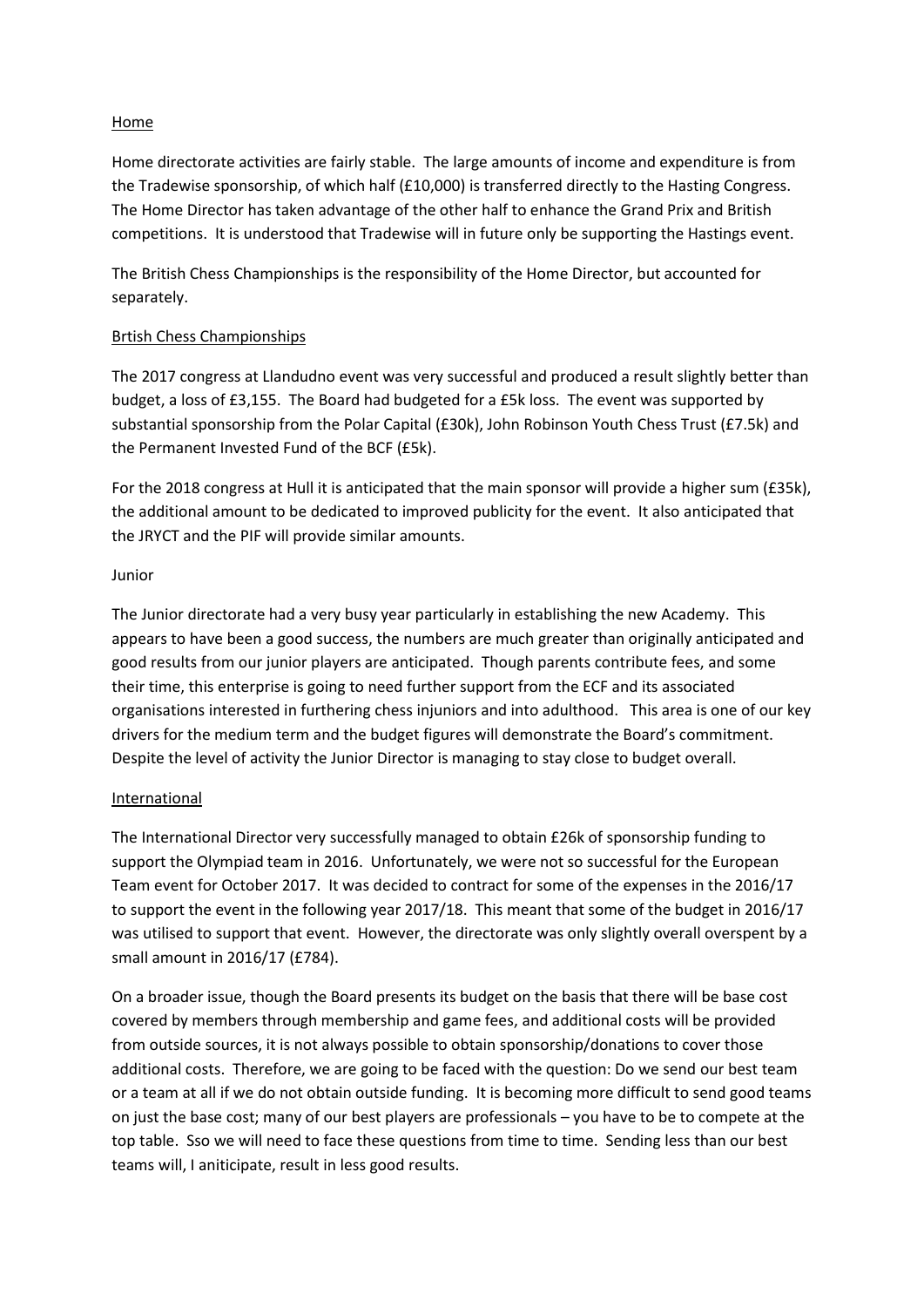## Home

Home directorate activities are fairly stable. The large amounts of income and expenditure is from the Tradewise sponsorship, of which half (£10,000) is transferred directly to the Hasting Congress. The Home Director has taken advantage of the other half to enhance the Grand Prix and British competitions. It is understood that Tradewise will in future only be supporting the Hastings event.

The British Chess Championships is the responsibility of the Home Director, but accounted for separately.

## Brtish Chess Championships

The 2017 congress at Llandudno event was very successful and produced a result slightly better than budget, a loss of £3,155. The Board had budgeted for a £5k loss. The event was supported by substantial sponsorship from the Polar Capital (£30k), John Robinson Youth Chess Trust (£7.5k) and the Permanent Invested Fund of the BCF (£5k).

For the 2018 congress at Hull it is anticipated that the main sponsor will provide a higher sum (£35k), the additional amount to be dedicated to improved publicity for the event. It also anticipated that the JRYCT and the PIF will provide similar amounts.

## Junior

The Junior directorate had a very busy year particularly in establishing the new Academy. This appears to have been a good success, the numbers are much greater than originally anticipated and good results from our junior players are anticipated. Though parents contribute fees, and some their time, this enterprise is going to need further support from the ECF and its associated organisations interested in furthering chess injuniors and into adulthood. This area is one of our key drivers for the medium term and the budget figures will demonstrate the Board's commitment. Despite the level of activity the Junior Director is managing to stay close to budget overall.

## International

The International Director very successfully managed to obtain £26k of sponsorship funding to support the Olympiad team in 2016. Unfortunately, we were not so successful for the European Team event for October 2017. It was decided to contract for some of the expenses in the 2016/17 to support the event in the following year 2017/18. This meant that some of the budget in 2016/17 was utilised to support that event. However, the directorate was only slightly overall overspent by a small amount in 2016/17 (£784).

On a broader issue, though the Board presents its budget on the basis that there will be base cost covered by members through membership and game fees, and additional costs will be provided from outside sources, it is not always possible to obtain sponsorship/donations to cover those additional costs. Therefore, we are going to be faced with the question: Do we send our best team or a team at all if we do not obtain outside funding. It is becoming more difficult to send good teams on just the base cost; many of our best players are professionals – you have to be to compete at the top table. Sso we will need to face these questions from time to time. Sending less than our best teams will, I aniticipate, result in less good results.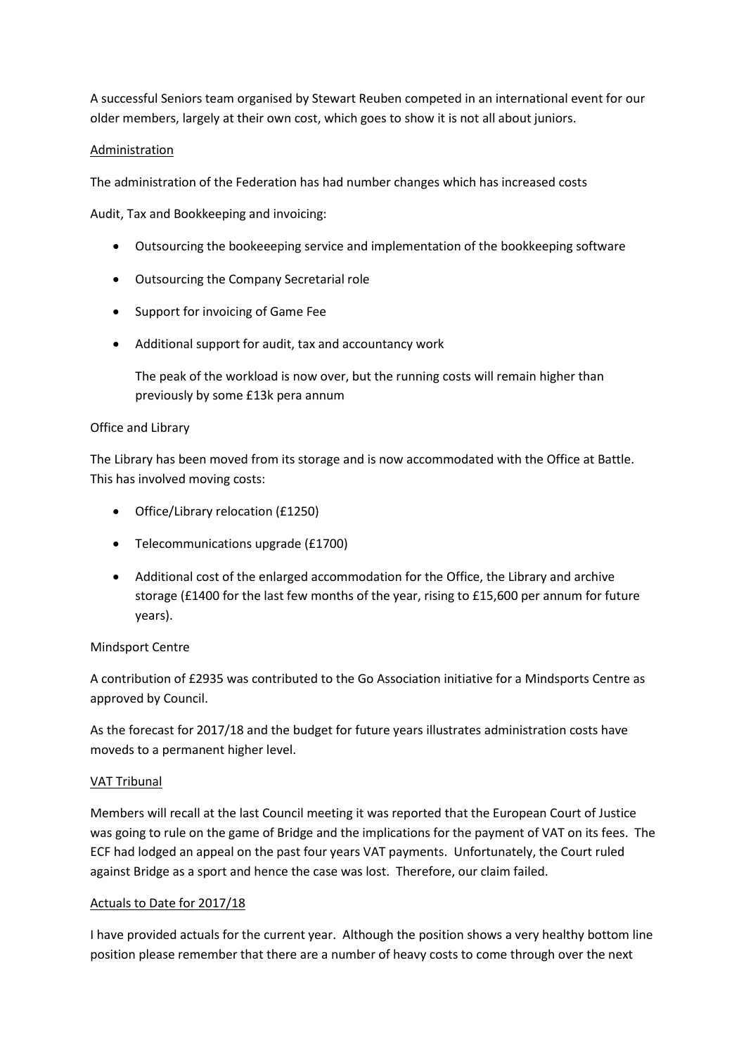A successful Seniors team organised by Stewart Reuben competed in an international event for our older members, largely at their own cost, which goes to show it is not all about juniors.

<u>Administration</u>

The administration of the Federation has had number changes which has increased costs

Audit, Tax and Bookkeeping and invoicing:

- Outsourcing the bookeeeping service and implementation of the bookkeeping software
- Outsourcing the Company Secretarial role
- Support for invoicing of Game Fee
- Additional support for audit, tax and accountancy work

  The peak of the workload is now over, but the running costs will remain higher than previously by some £13k pera annum

Office and Library

The Library has been moved from its storage and is now accommodated with the Office at Battle. This has involved moving costs:

- Office/Library relocation (£1250)
- Telecommunications upgrade (£1700)
- Additional cost of the enlarged accommodation for the Office, the Library and archive storage (£1400 for the last few months of the year, rising to £15,600 per annum for future years).

Mindsport Centre

A contribution of £2935 was contributed to the Go Association initiative for a Mindsports Centre as approved by Council.

As the forecast for 2017/18 and the budget for future years illustrates administration costs have moveds to a permanent higher level.

<u>VAT Tribunal</u>

Members will recall at the last Council meeting it was reported that the European Court of Justice was going to rule on the game of Bridge and the implications for the payment of VAT on its fees. The ECF had lodged an appeal on the past four years VAT payments. Unfortunately, the Court ruled against Bridge as a sport and hence the case was lost. Therefore, our claim failed.

<u>Actuals to Date for 2017/18</u>

I have provided actuals for the current year. Although the position shows a very healthy bottom line position please remember that there are a number of heavy costs to come through over the next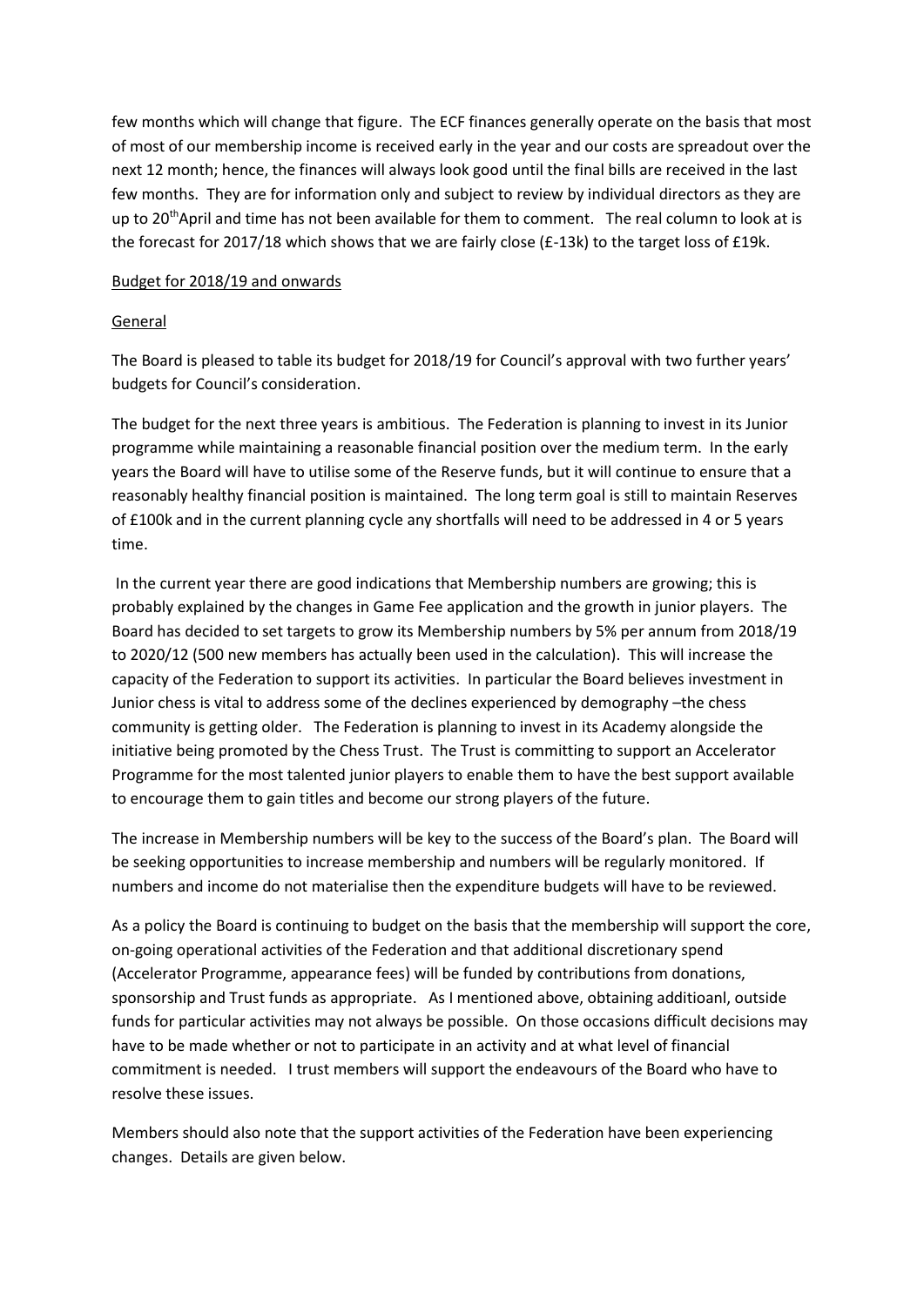few months which will change that figure. The ECF finances generally operate on the basis that most of most of our membership income is received early in the year and our costs are spreadout over the next 12 month; hence, the finances will always look good until the final bills are received in the last few months. They are for information only and subject to review by individual directors as they are up to 20th April and time has not been available for them to comment. The real column to look at is the forecast for 2017/18 which shows that we are fairly close (£-13k) to the target loss of £19k.

<u>Budget for 2018/19 and onwards</u>

<u>General</u>

The Board is pleased to table its budget for 2018/19 for Council's approval with two further years' budgets for Council's consideration.

The budget for the next three years is ambitious. The Federation is planning to invest in its Junior programme while maintaining a reasonable financial position over the medium term. In the early years the Board will have to utilise some of the Reserve funds, but it will continue to ensure that a reasonably healthy financial position is maintained. The long term goal is still to maintain Reserves of £100k and in the current planning cycle any shortfalls will need to be addressed in 4 or 5 years time.

In the current year there are good indications that Membership numbers are growing; this is probably explained by the changes in Game Fee application and the growth in junior players. The Board has decided to set targets to grow its Membership numbers by 5% per annum from 2018/19 to 2020/12 (500 new members has actually been used in the calculation). This will increase the capacity of the Federation to support its activities. In particular the Board believes investment in Junior chess is vital to address some of the declines experienced by demography –the chess community is getting older. The Federation is planning to invest in its Academy alongside the initiative being promoted by the Chess Trust. The Trust is committing to support an Accelerator Programme for the most talented junior players to enable them to have the best support available to encourage them to gain titles and become our strong players of the future.

The increase in Membership numbers will be key to the success of the Board's plan. The Board will be seeking opportunities to increase membership and numbers will be regularly monitored. If numbers and income do not materialise then the expenditure budgets will have to be reviewed.

As a policy the Board is continuing to budget on the basis that the membership will support the core, on-going operational activities of the Federation and that additional discretionary spend (Accelerator Programme, appearance fees) will be funded by contributions from donations, sponsorship and Trust funds as appropriate. As I mentioned above, obtaining additioanl, outside funds for particular activities may not always be possible. On those occasions difficult decisions may have to be made whether or not to participate in an activity and at what level of financial commitment is needed. I trust members will support the endeavours of the Board who have to resolve these issues.

Members should also note that the support activities of the Federation have been experiencing changes. Details are given below.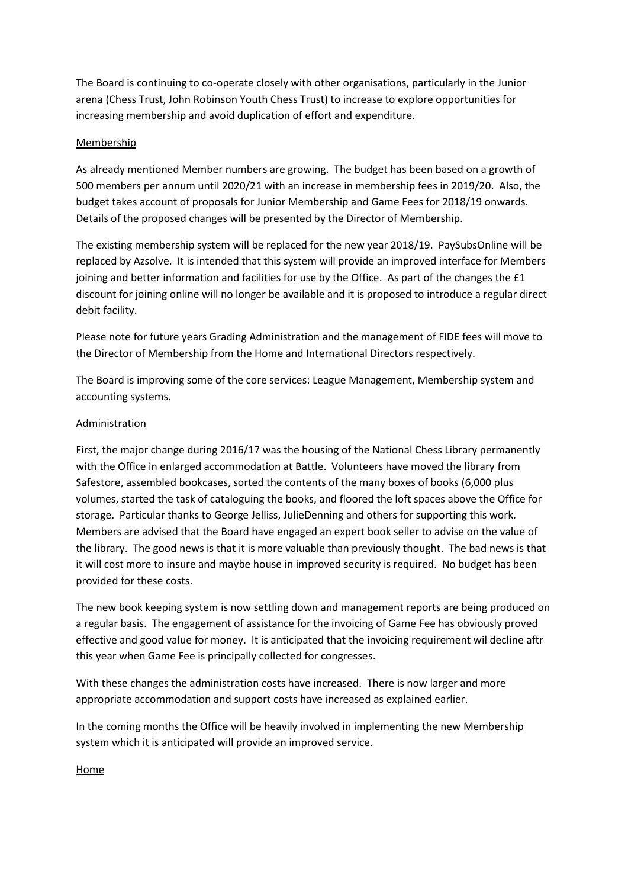The Board is continuing to co-operate closely with other organisations, particularly in the Junior arena (Chess Trust, John Robinson Youth Chess Trust) to increase to explore opportunities for increasing membership and avoid duplication of effort and expenditure.

<u>Membership</u>

As already mentioned Member numbers are growing. The budget has been based on a growth of 500 members per annum until 2020/21 with an increase in membership fees in 2019/20. Also, the budget takes account of proposals for Junior Membership and Game Fees for 2018/19 onwards. Details of the proposed changes will be presented by the Director of Membership.

The existing membership system will be replaced for the new year 2018/19. PaySubsOnline will be replaced by Azsolve. It is intended that this system will provide an improved interface for Members joining and better information and facilities for use by the Office. As part of the changes the £1 discount for joining online will no longer be available and it is proposed to introduce a regular direct debit facility.

Please note for future years Grading Administration and the management of FIDE fees will move to the Director of Membership from the Home and International Directors respectively.

The Board is improving some of the core services: League Management, Membership system and accounting systems.

<u>Administration</u>

First, the major change during 2016/17 was the housing of the National Chess Library permanently with the Office in enlarged accommodation at Battle. Volunteers have moved the library from Safestore, assembled bookcases, sorted the contents of the many boxes of books (6,000 plus volumes, started the task of cataloguing the books, and floored the loft spaces above the Office for storage. Particular thanks to George Jelliss, JulieDenning and others for supporting this work. Members are advised that the Board have engaged an expert book seller to advise on the value of the library. The good news is that it is more valuable than previously thought. The bad news is that it will cost more to insure and maybe house in improved security is required. No budget has been provided for these costs.

The new book keeping system is now settling down and management reports are being produced on a regular basis. The engagement of assistance for the invoicing of Game Fee has obviously proved effective and good value for money. It is anticipated that the invoicing requirement wil decline aftr this year when Game Fee is principally collected for congresses.

With these changes the administration costs have increased. There is now larger and more appropriate accommodation and support costs have increased as explained earlier.

In the coming months the Office will be heavily involved in implementing the new Membership system which it is anticipated will provide an improved service.

<u>Home</u>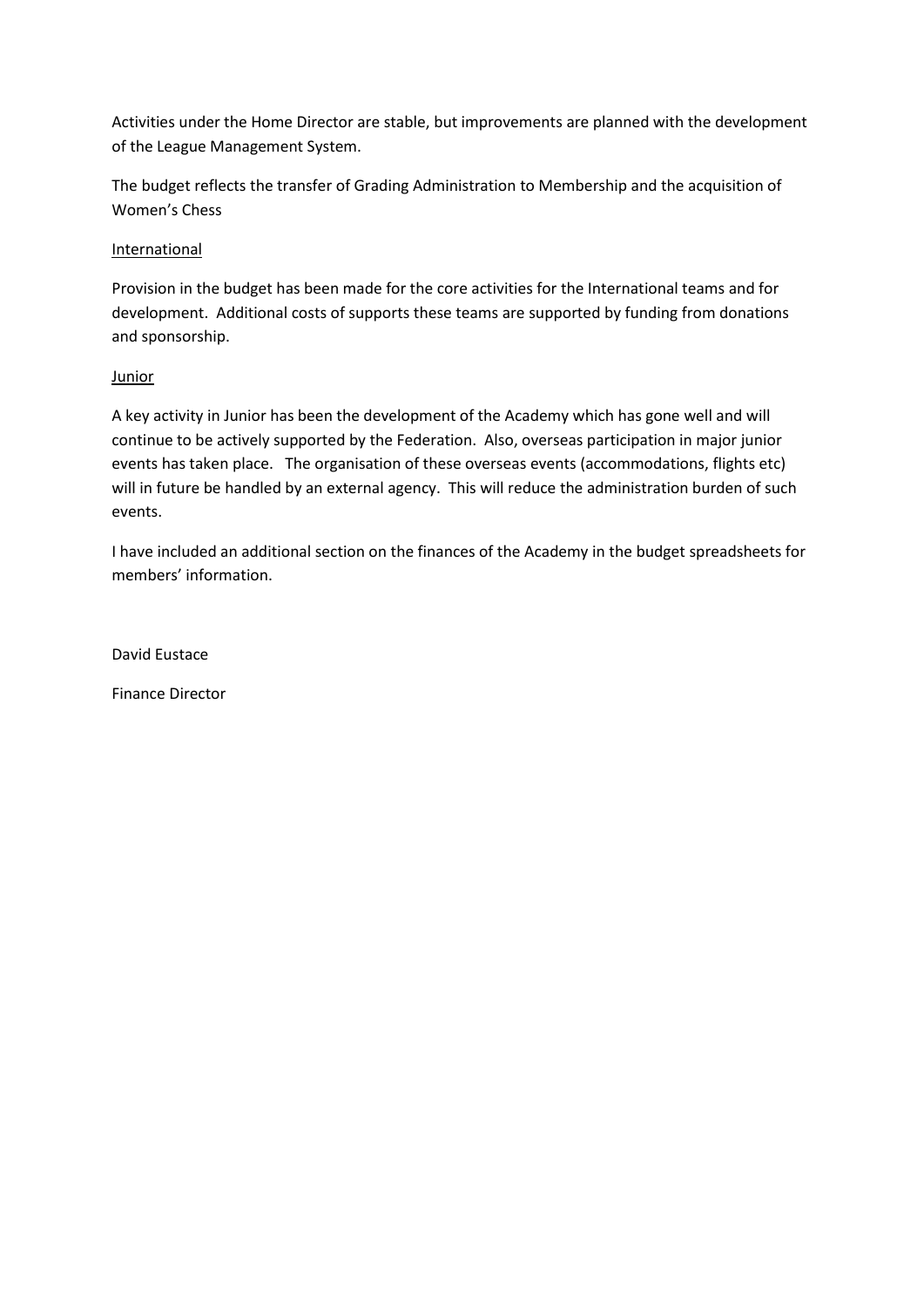Activities under the Home Director are stable, but improvements are planned with the development of the League Management System.

The budget reflects the transfer of Grading Administration to Membership and the acquisition of Women's Chess

<u>International</u>

Provision in the budget has been made for the core activities for the International teams and for development. Additional costs of supports these teams are supported by funding from donations and sponsorship.

<u>Junior</u>

A key activity in Junior has been the development of the Academy which has gone well and will continue to be actively supported by the Federation. Also, overseas participation in major junior events has taken place. The organisation of these overseas events (accommodations, flights etc) will in future be handled by an external agency. This will reduce the administration burden of such events.

I have included an additional section on the finances of the Academy in the budget spreadsheets for members' information.

David Eustace

Finance Director